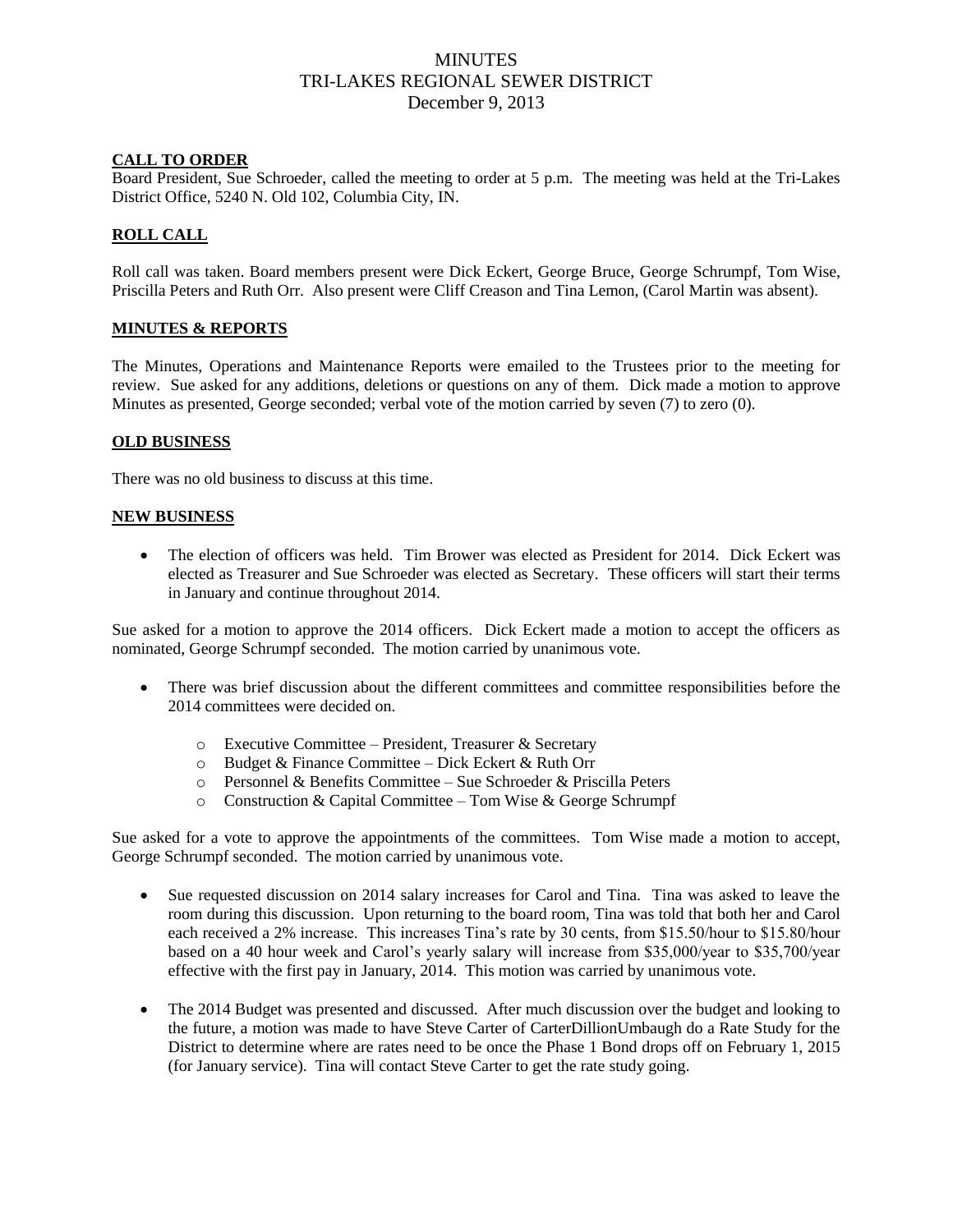# MINUTES
# TRI-LAKES REGIONAL SEWER DISTRICT
# December 9, 2013

## CALL TO ORDER

Board President, Sue Schroeder, called the meeting to order at 5 p.m. The meeting was held at the Tri-Lakes District Office, 5240 N. Old 102, Columbia City, IN.

## ROLL CALL

Roll call was taken. Board members present were Dick Eckert, George Bruce, George Schrumpf, Tom Wise, Priscilla Peters and Ruth Orr. Also present were Cliff Creason and Tina Lemon, (Carol Martin was absent).

## MINUTES & REPORTS

The Minutes, Operations and Maintenance Reports were emailed to the Trustees prior to the meeting for review. Sue asked for any additions, deletions or questions on any of them. Dick made a motion to approve Minutes as presented, George seconded; verbal vote of the motion carried by seven (7) to zero (0).

## OLD BUSINESS

There was no old business to discuss at this time.

## NEW BUSINESS

- The election of officers was held. Tim Brower was elected as President for 2014. Dick Eckert was elected as Treasurer and Sue Schroeder was elected as Secretary. These officers will start their terms in January and continue throughout 2014.

Sue asked for a motion to approve the 2014 officers. Dick Eckert made a motion to accept the officers as nominated, George Schrumpf seconded. The motion carried by unanimous vote.

- There was brief discussion about the different committees and committee responsibilities before the 2014 committees were decided on.
  - Executive Committee – President, Treasurer & Secretary
  - Budget & Finance Committee – Dick Eckert & Ruth Orr
  - Personnel & Benefits Committee – Sue Schroeder & Priscilla Peters
  - Construction & Capital Committee – Tom Wise & George Schrumpf

Sue asked for a vote to approve the appointments of the committees. Tom Wise made a motion to accept, George Schrumpf seconded. The motion carried by unanimous vote.

- Sue requested discussion on 2014 salary increases for Carol and Tina. Tina was asked to leave the room during this discussion. Upon returning to the board room, Tina was told that both her and Carol each received a 2% increase. This increases Tina's rate by 30 cents, from $15.50/hour to $15.80/hour based on a 40 hour week and Carol's yearly salary will increase from $35,000/year to $35,700/year effective with the first pay in January, 2014. This motion was carried by unanimous vote.

- The 2014 Budget was presented and discussed. After much discussion over the budget and looking to the future, a motion was made to have Steve Carter of CarterDillionUmbaugh do a Rate Study for the District to determine where are rates need to be once the Phase 1 Bond drops off on February 1, 2015 (for January service). Tina will contact Steve Carter to get the rate study going.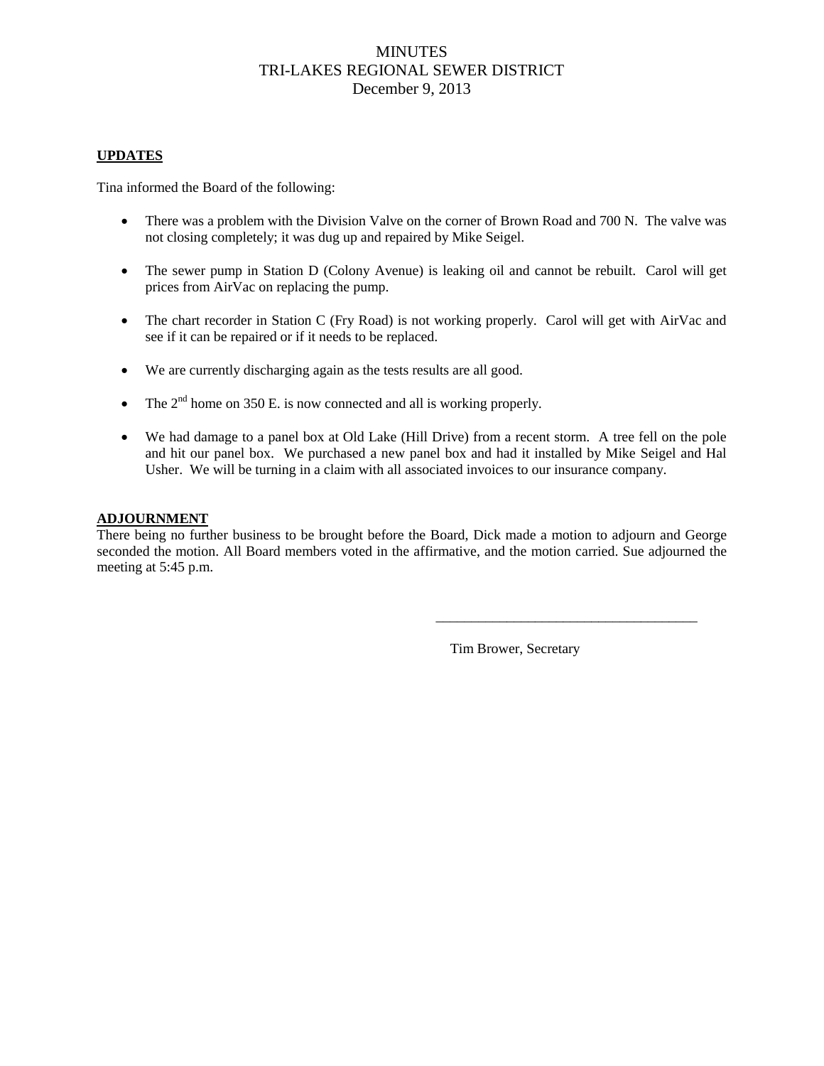MINUTES
TRI-LAKES REGIONAL SEWER DISTRICT
December 9, 2013

**UPDATES**

Tina informed the Board of the following:

- There was a problem with the Division Valve on the corner of Brown Road and 700 N. The valve was not closing completely; it was dug up and repaired by Mike Seigel.
- The sewer pump in Station D (Colony Avenue) is leaking oil and cannot be rebuilt. Carol will get prices from AirVac on replacing the pump.
- The chart recorder in Station C (Fry Road) is not working properly. Carol will get with AirVac and see if it can be repaired or if it needs to be replaced.
- We are currently discharging again as the tests results are all good.
- The 2nd home on 350 E. is now connected and all is working properly.
- We had damage to a panel box at Old Lake (Hill Drive) from a recent storm. A tree fell on the pole and hit our panel box. We purchased a new panel box and had it installed by Mike Seigel and Hal Usher. We will be turning in a claim with all associated invoices to our insurance company.

**ADJOURNMENT**

There being no further business to be brought before the Board, Dick made a motion to adjourn and George seconded the motion. All Board members voted in the affirmative, and the motion carried. Sue adjourned the meeting at 5:45 p.m.

\_\_\_\_\_\_\_\_\_\_\_\_\_\_\_\_\_\_\_\_\_\_\_\_\_\_\_\_\_\_\_\_\_\_\_\_\_\_

Tim Brower, Secretary